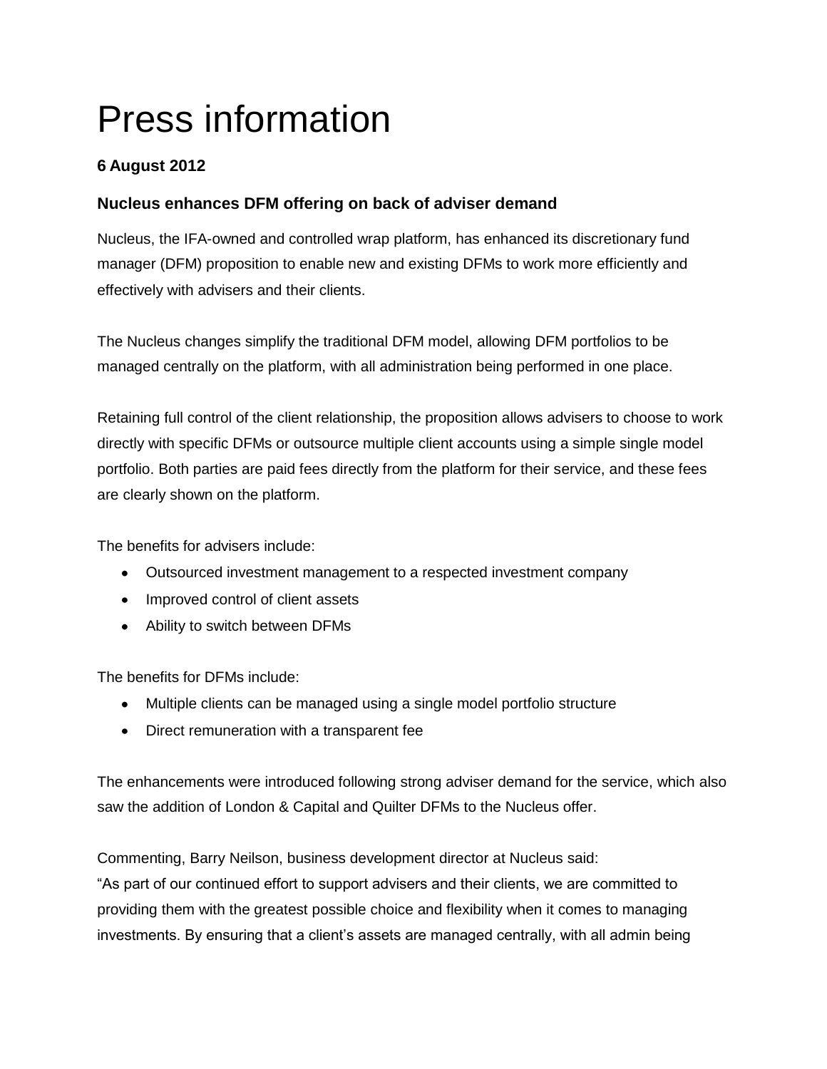# Press information

**6 August 2012**

### Nucleus enhances DFM offering on back of adviser demand

Nucleus, the IFA-owned and controlled wrap platform, has enhanced its discretionary fund manager (DFM) proposition to enable new and existing DFMs to work more efficiently and effectively with advisers and their clients.

The Nucleus changes simplify the traditional DFM model, allowing DFM portfolios to be managed centrally on the platform, with all administration being performed in one place.

Retaining full control of the client relationship, the proposition allows advisers to choose to work directly with specific DFMs or outsource multiple client accounts using a simple single model portfolio. Both parties are paid fees directly from the platform for their service, and these fees are clearly shown on the platform.

The benefits for advisers include:

- Outsourced investment management to a respected investment company
- Improved control of client assets
- Ability to switch between DFMs

The benefits for DFMs include:

- Multiple clients can be managed using a single model portfolio structure
- Direct remuneration with a transparent fee

The enhancements were introduced following strong adviser demand for the service, which also saw the addition of London & Capital and Quilter DFMs to the Nucleus offer.

Commenting, Barry Neilson, business development director at Nucleus said:
"As part of our continued effort to support advisers and their clients, we are committed to providing them with the greatest possible choice and flexibility when it comes to managing investments. By ensuring that a client's assets are managed centrally, with all admin being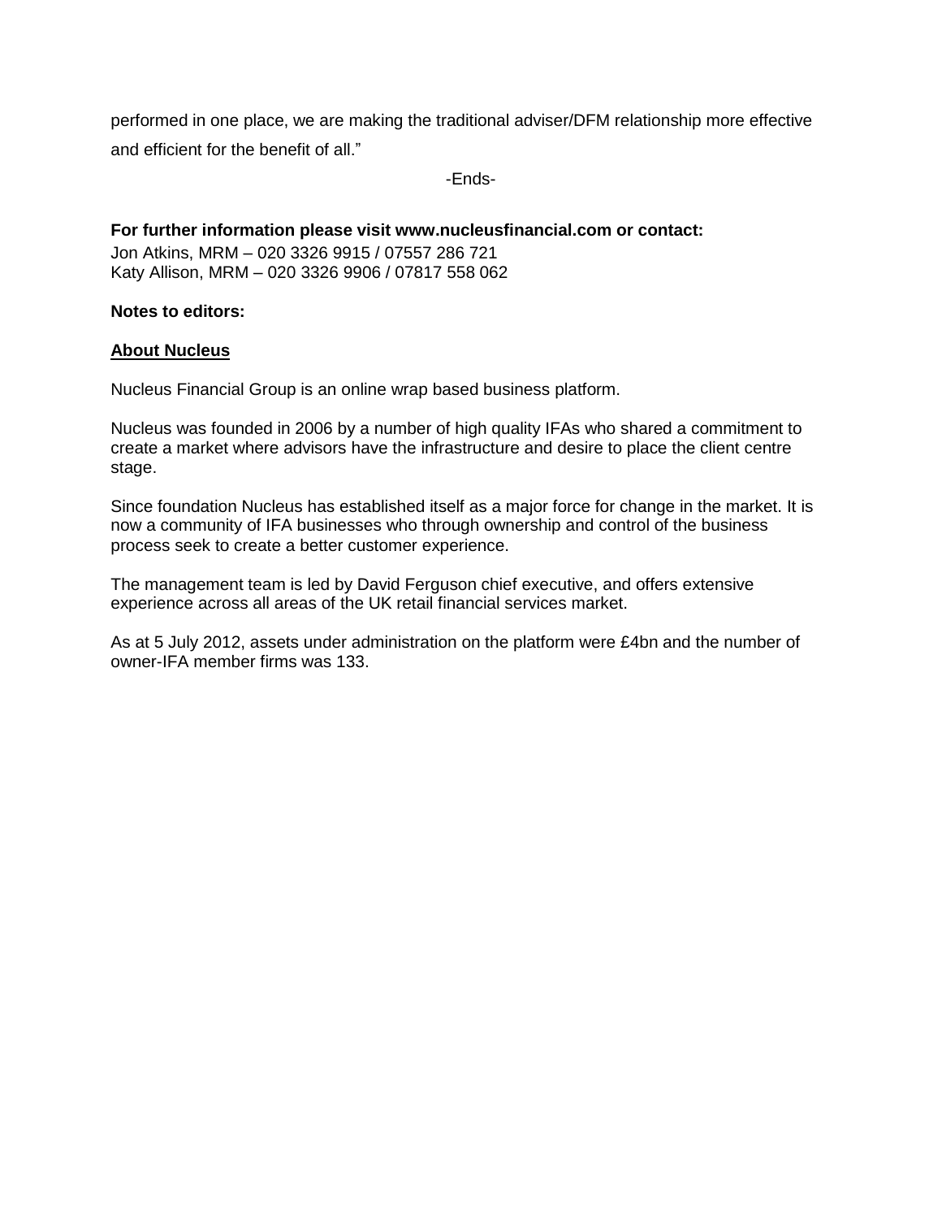performed in one place, we are making the traditional adviser/DFM relationship more effective and efficient for the benefit of all."

-Ends-

**For further information please visit www.nucleusfinancial.com or contact:**
Jon Atkins, MRM – 020 3326 9915 / 07557 286 721
Katy Allison, MRM – 020 3326 9906 / 07817 558 062

**Notes to editors:**

**About Nucleus**

Nucleus Financial Group is an online wrap based business platform.

Nucleus was founded in 2006 by a number of high quality IFAs who shared a commitment to create a market where advisors have the infrastructure and desire to place the client centre stage.

Since foundation Nucleus has established itself as a major force for change in the market. It is now a community of IFA businesses who through ownership and control of the business process seek to create a better customer experience.

The management team is led by David Ferguson chief executive, and offers extensive experience across all areas of the UK retail financial services market.

As at 5 July 2012, assets under administration on the platform were £4bn and the number of owner-IFA member firms was 133.